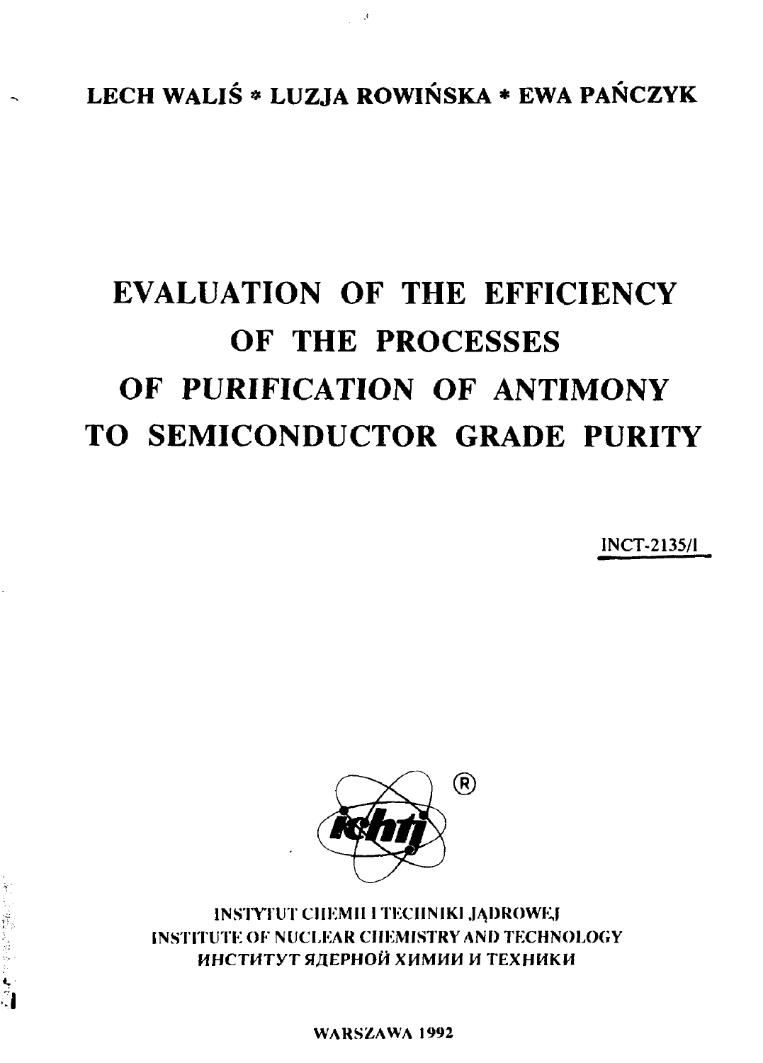**LECH WALIŚ * LUZJA ROWIŃSKA * EWA PAŃCZYK**

# EVALUATION OF THE EFFICIENCY OF THE PROCESSES OF PURIFICATION OF ANTIMONY TO SEMICONDUCTOR GRADE PURITY

INCT-2135/I

INSTYTUT CHEMII I TECHNIKI JĄDROWEJ
INSTITUTE OF NUCLEAR CHEMISTRY AND TECHNOLOGY
ИНСТИТУТ ЯДЕРНОЙ ХИМИИ И ТЕХНИКИ

WARSZAWA 1992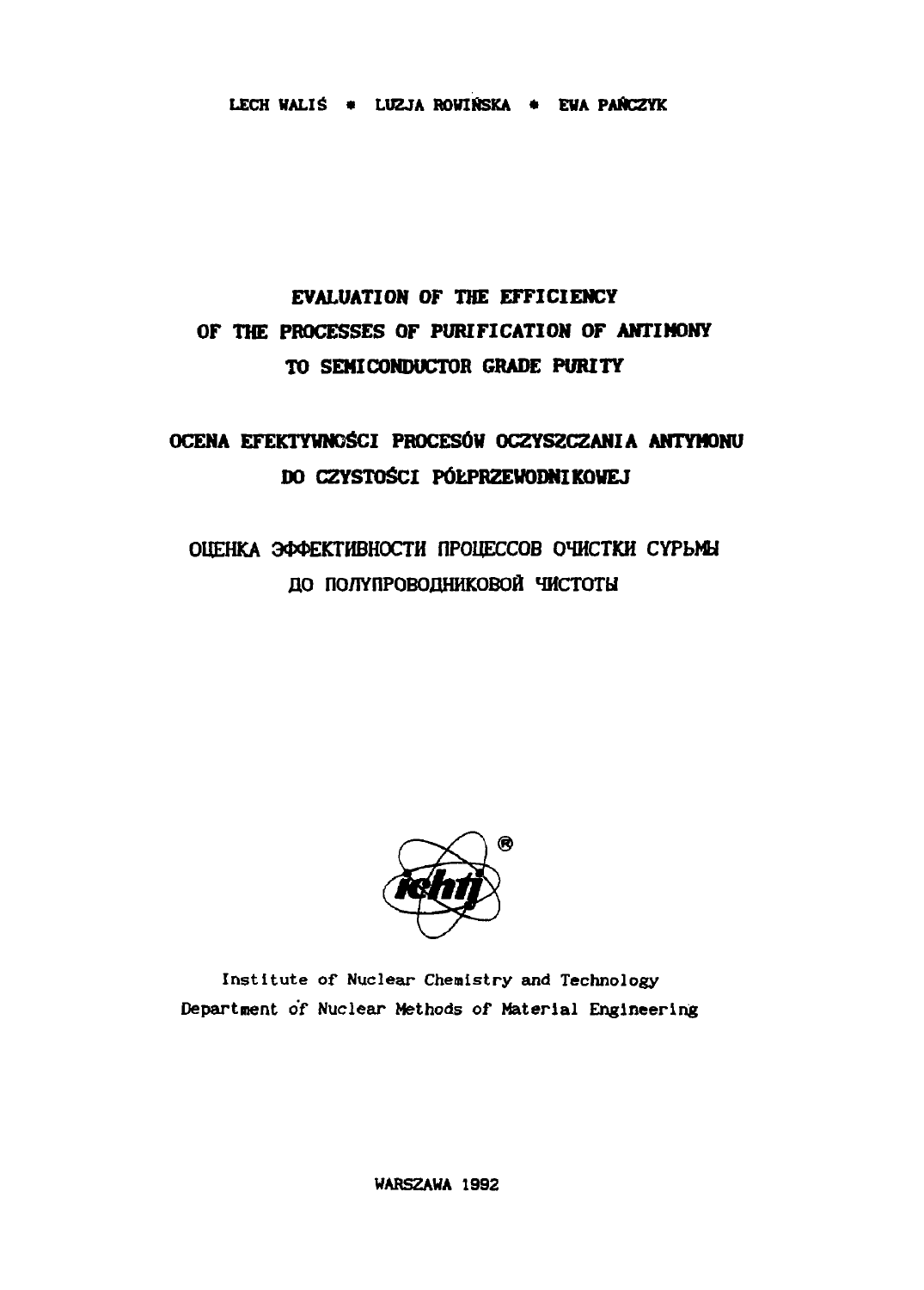LECH WALIŚ • LUZJA ROWIŃSKA • EWA PAŃCZYK

# EVALUATION OF THE EFFICIENCY OF THE PROCESSES OF PURIFICATION OF ANTIMONY TO SEMICONDUCTOR GRADE PURITY

# OCENA EFEKTYWNOŚCI PROCESÓW OCZYSZCZANIA ANTYMONU DO CZYSTOŚCI PÓŁPRZEWODNIKOWEJ

# ОЦЕНКА ЭФФЕКТИВНОСТИ ПРОЦЕССОВ ОЧИСТКИ СУРЬМЫ ДО ПОЛУПРОВОДНИКОВОЙ ЧИСТОТЫ

Institute of Nuclear Chemistry and Technology
Department of Nuclear Methods of Material Engineering

WARSZAWA 1992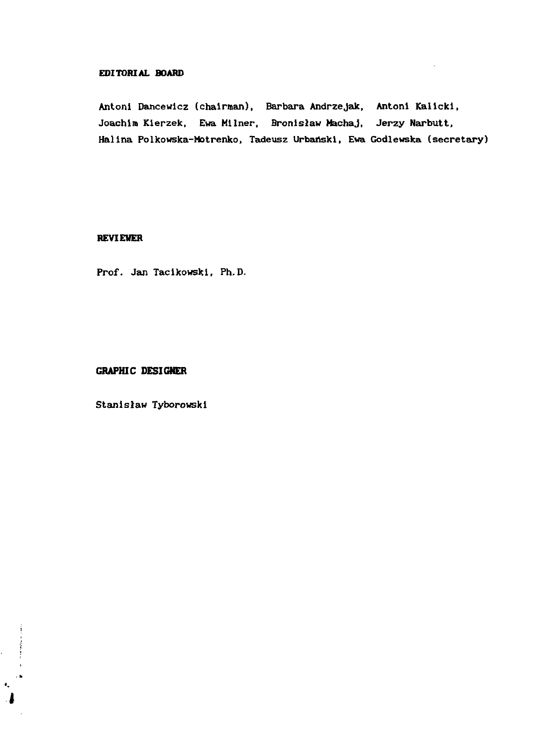**EDITORIAL BOARD**

Antoni Dancewicz (chairman), Barbara Andrzejak, Antoni Kalicki, Joachim Kierzek, Ewa Milner, Bronisław Machaj, Jerzy Narbutt, Halina Polkowska-Motrenko, Tadeusz Urbański, Ewa Godlewska (secretary)

**REVIEWER**

Prof. Jan Tacikowski, Ph.D.

**GRAPHIC DESIGNER**

Stanisław Tyborowski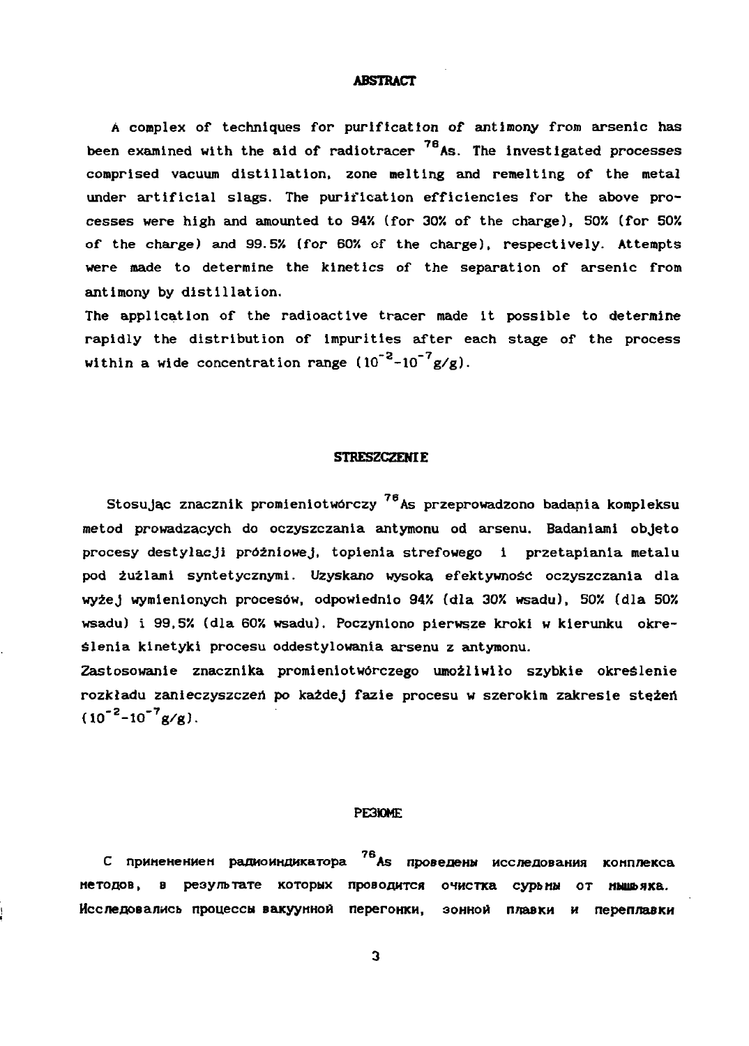## ABSTRACT

A complex of techniques for purification of antimony from arsenic has been examined with the aid of radiotracer $^{76}As$. The investigated processes comprised vacuum distillation, zone melting and remelting of the metal under artificial slags. The purification efficiencies for the above processes were high and amounted to 94% (for 30% of the charge), 50% (for 50% of the charge) and 99.5% (for 60% of the charge), respectively. Attempts were made to determine the kinetics of the separation of arsenic from antimony by distillation.

The application of the radioactive tracer made it possible to determine rapidly the distribution of impurities after each stage of the process within a wide concentration range ($10^{-2}$-$10^{-7}$g/g).

## STRESZCZENIE

Stosując znacznik promieniotwórczy $^{76}As$ przeprowadzono badania kompleksu metod prowadzących do oczyszczania antymonu od arsenu. Badaniami objęto procesy destylacji próżniowej, topienia strefowego i przetapiania metalu pod żużlami syntetycznymi. Uzyskano wysoką efektywność oczyszczania dla wyżej wymienionych procesów, odpowiednio 94% (dla 30% wsadu), 50% (dla 50% wsadu) i 99,5% (dla 60% wsadu). Poczyniono pierwsze kroki w kierunku określenia kinetyki procesu oddestylowania arsenu z antymonu.

Zastosowanie znacznika promieniotwórczego umożliwiło szybkie określenie rozkładu zanieczyszczeń po każdej fazie procesu w szerokim zakresie stężeń ($10^{-2}$-$10^{-7}$g/g).

## РЕЗЮМЕ

С применением радиоиндикатора $^{76}As$ проведены исследования комплекса методов, в результате которых проводится очистка сурьмы от мышьяка. Исследовались процессы вакуумной перегонки, зонной плавки и переплавки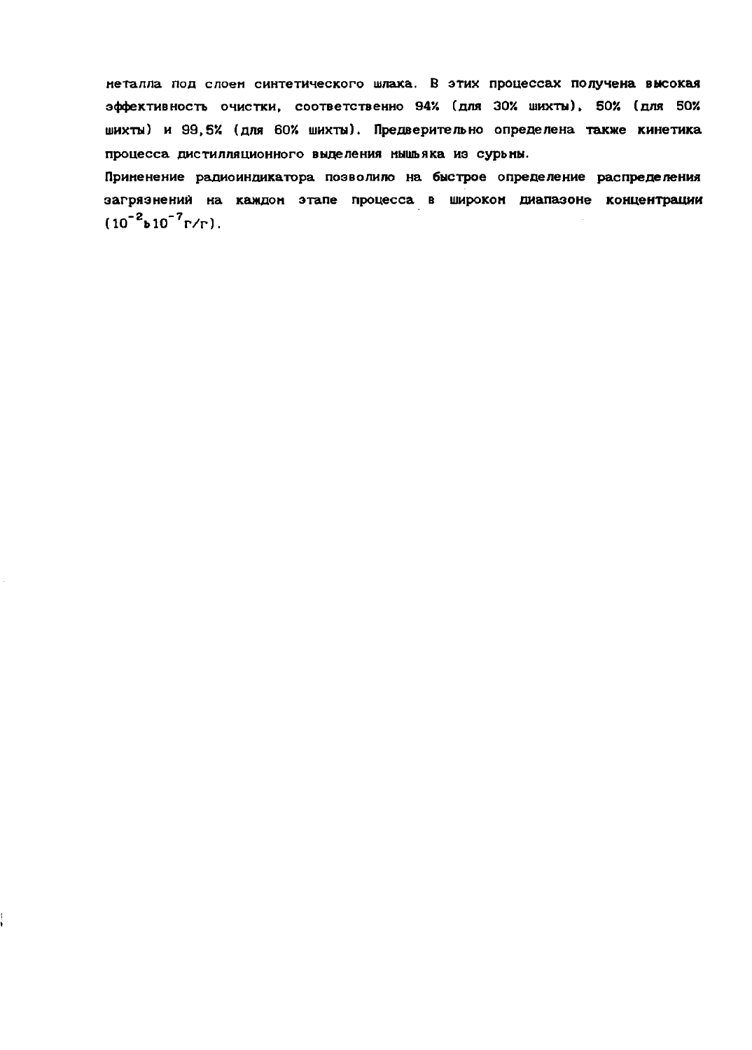металла под слоем синтетического шлака. В этих процессах получена высокая эффективность очистки, соответственно 94% (для 30% шихты), 50% (для 50% шихты) и 99,5% (для 60% шихты). Предварительно определена также кинетика процесса дистилляционного выделения мышьяка из сурьмы.

Применение радиоиндикатора позволило на быстрое определение распределения загрязнений на каждом этапе процесса в широком диапазоне концентрации ($10^{-2}$ь$10^{-7}$г/г).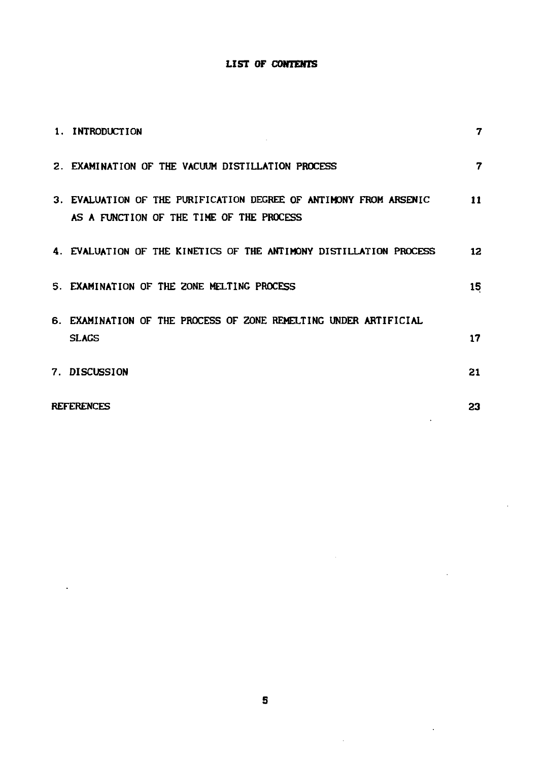**LIST OF CONTENTS**

| | |
|---|---|
| 1. INTRODUCTION | 7 |
| 2. EXAMINATION OF THE VACUUM DISTILLATION PROCESS | 7 |
| 3. EVALUATION OF THE PURIFICATION DEGREE OF ANTIMONY FROM ARSENIC AS A FUNCTION OF THE TIME OF THE PROCESS | 11 |
| 4. EVALUATION OF THE KINETICS OF THE ANTIMONY DISTILLATION PROCESS | 12 |
| 5. EXAMINATION OF THE ZONE MELTING PROCESS | 15 |
| 6. EXAMINATION OF THE PROCESS OF ZONE REMELTING UNDER ARTIFICIAL SLAGS | 17 |
| 7. DISCUSSION | 21 |
| REFERENCES | 23 |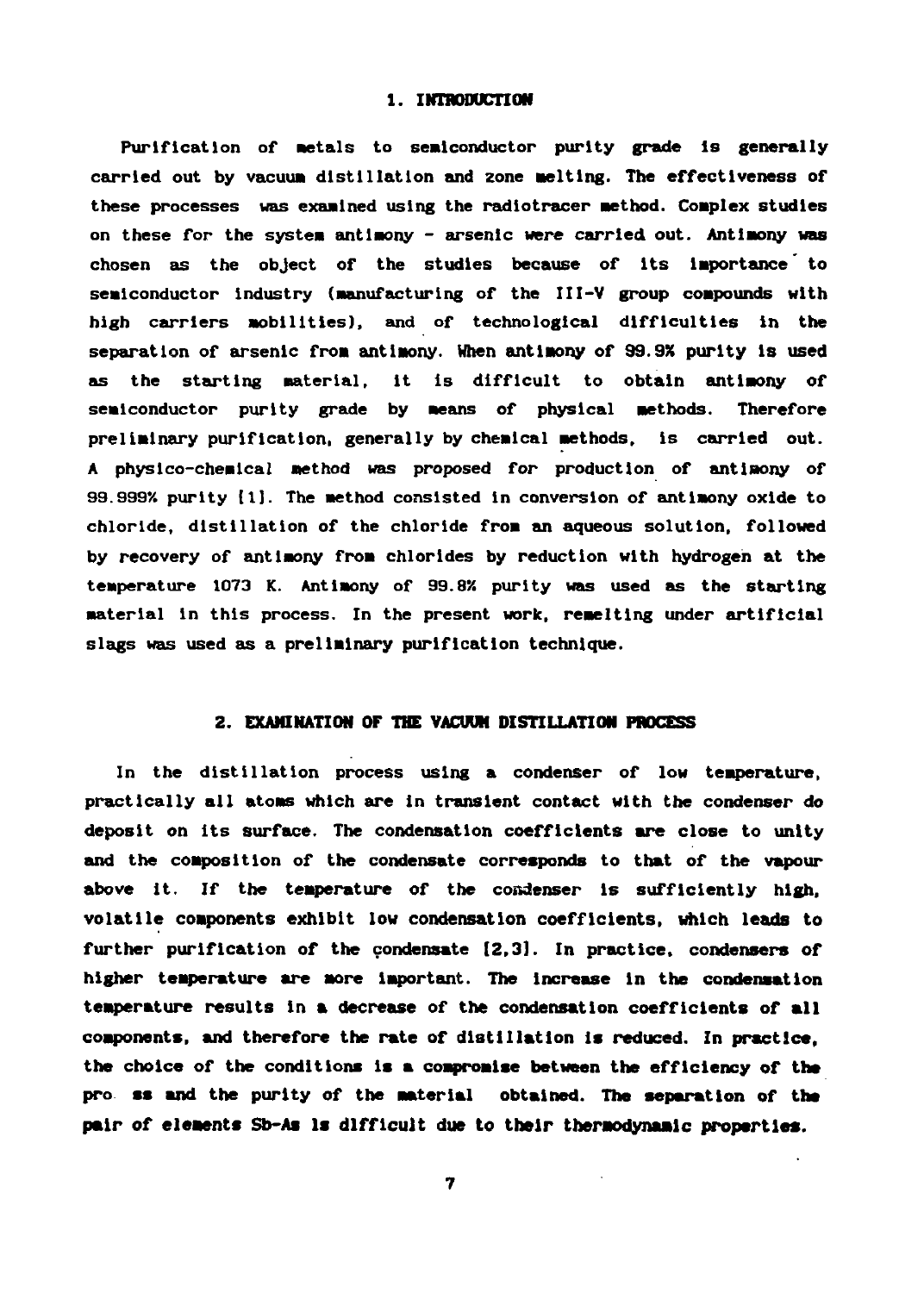## 1. INTRODUCTION

Purification of metals to semiconductor purity grade is generally carried out by vacuum distillation and zone melting. The effectiveness of these processes was examined using the radiotracer method. Complex studies on these for the system antimony - arsenic were carried out. Antimony was chosen as the object of the studies because of its importance to semiconductor industry (manufacturing of the III-V group compounds with high carriers mobilities), and of technological difficulties in the separation of arsenic from antimony. When antimony of 99.9% purity is used as the starting material, it is difficult to obtain antimony of semiconductor purity grade by means of physical methods. Therefore preliminary purification, generally by chemical methods, is carried out. A physico-chemical method was proposed for production of antimony of 99.999% purity [1]. The method consisted in conversion of antimony oxide to chloride, distillation of the chloride from an aqueous solution, followed by recovery of antimony from chlorides by reduction with hydrogen at the temperature 1073 K. Antimony of 99.8% purity was used as the starting material in this process. In the present work, remelting under artificial slags was used as a preliminary purification technique.

## 2. EXAMINATION OF THE VACUUM DISTILLATION PROCESS

In the distillation process using a condenser of low temperature, practically all atoms which are in transient contact with the condenser do deposit on its surface. The condensation coefficients are close to unity and the composition of the condensate corresponds to that of the vapour above it. If the temperature of the condenser is sufficiently high, volatile components exhibit low condensation coefficients, which leads to further purification of the condensate [2,3]. In practice, condensers of higher temperature are more important. The increase in the condensation temperature results in a decrease of the condensation coefficients of all components, and therefore the rate of distillation is reduced. In practice, the choice of the conditions is a compromise between the efficiency of the pro ss and the purity of the material obtained. The separation of the pair of elements Sb-As is difficult due to their thermodynamic properties.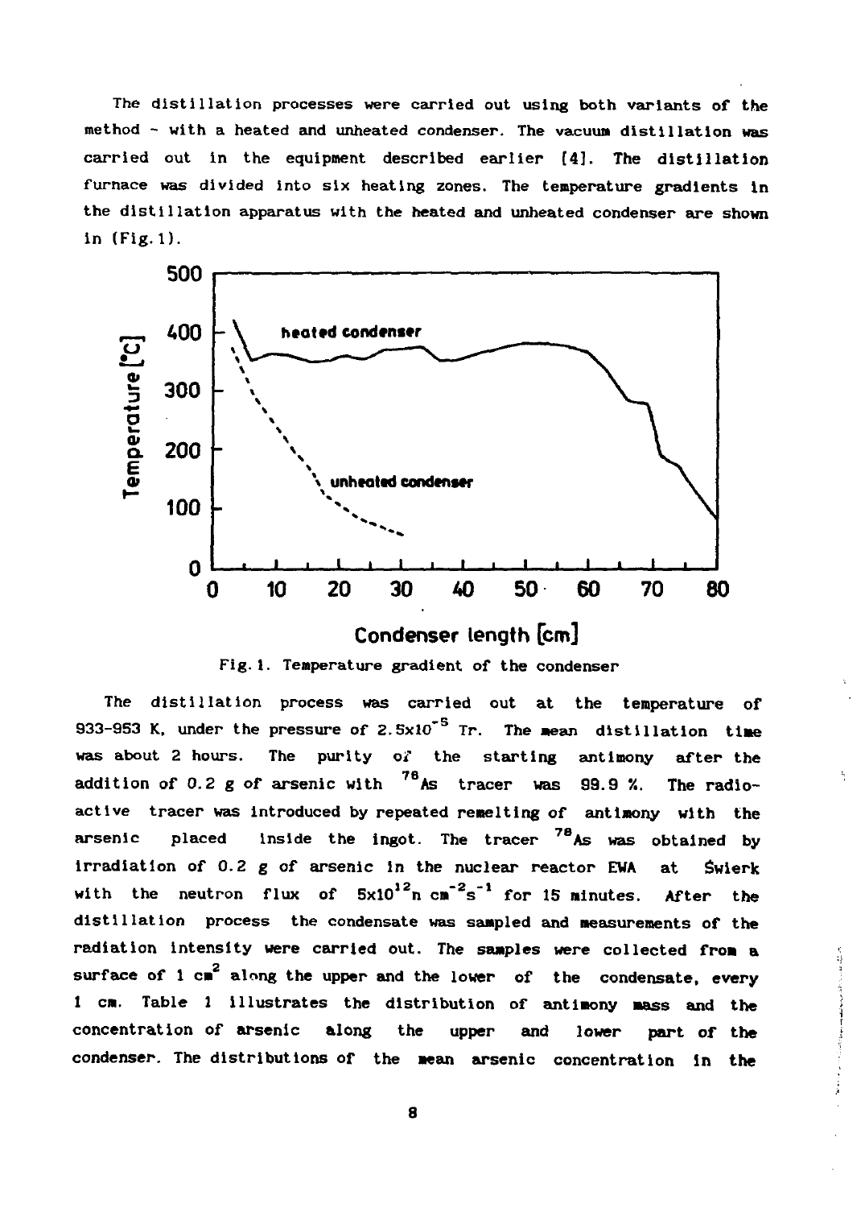The distillation processes were carried out using both variants of the method - with a heated and unheated condenser. The vacuum distillation was carried out in the equipment described earlier [4]. The distillation furnace was divided into six heating zones. The temperature gradients in the distillation apparatus with the heated and unheated condenser are shown in (Fig. 1).

Fig. 1. Temperature gradient of the condenser

The distillation process was carried out at the temperature of 933-953 K, under the pressure of $2.5 \times 10^{-5}$ Tr. The mean distillation time was about 2 hours. The purity of the starting antimony after the addition of 0.2 g of arsenic with $^{76}As$ tracer was 99.9 %. The radioactive tracer was introduced by repeated remelting of antimony with the arsenic placed inside the ingot. The tracer $^{76}As$ was obtained by irradiation of 0.2 g of arsenic in the nuclear reactor EWA at Świerk with the neutron flux of $5 \times 10^{12} n\ cm^{-2} s^{-1}$ for 15 minutes. After the distillation process the condensate was sampled and measurements of the radiation intensity were carried out. The samples were collected from a surface of 1 $cm^2$ along the upper and the lower of the condensate, every 1 cm. Table 1 illustrates the distribution of antimony mass and the concentration of arsenic along the upper and lower part of the condenser. The distributions of the mean arsenic concentration in the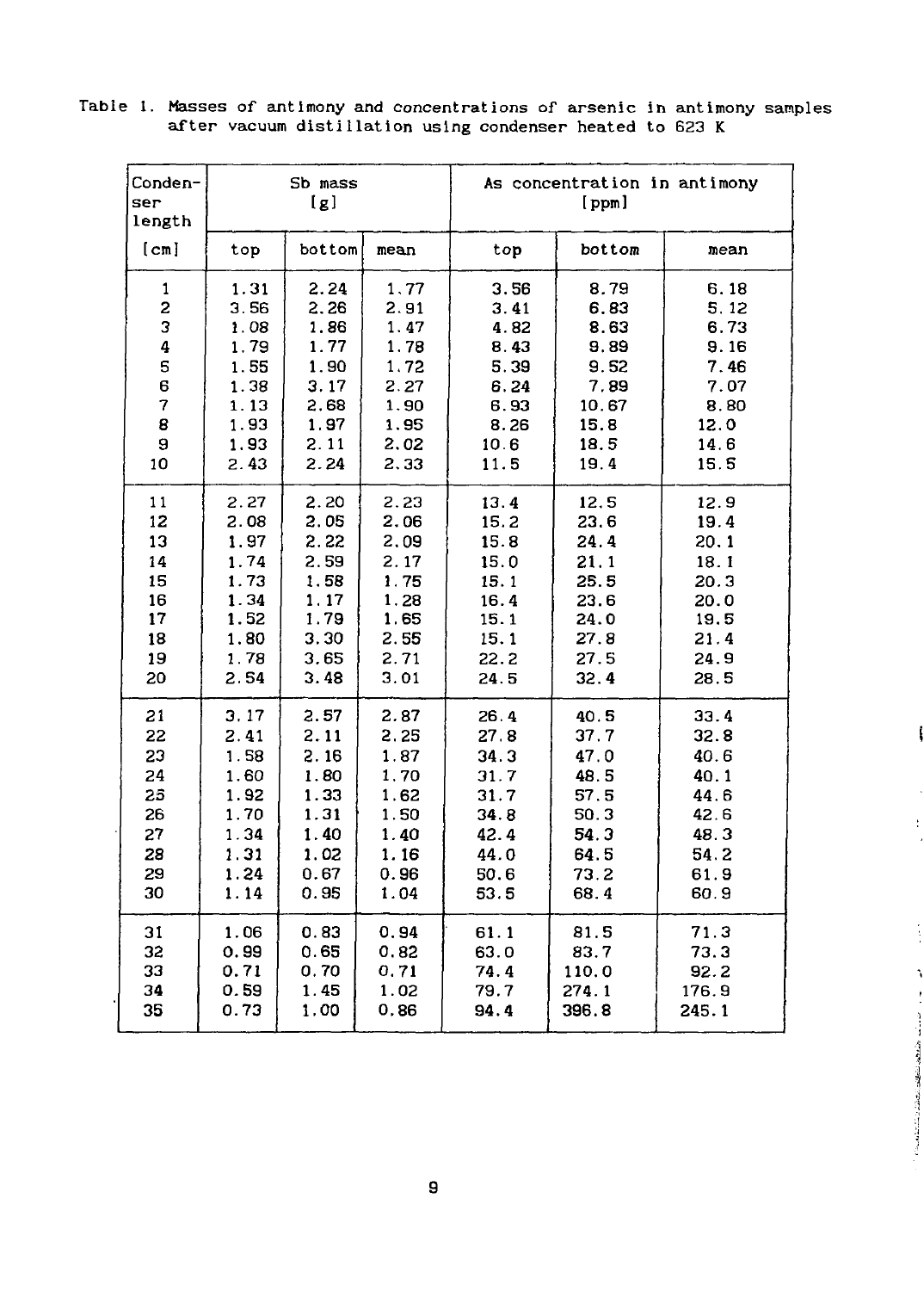Table 1. Masses of antimony and concentrations of arsenic in antimony samples after vacuum distillation using condenser heated to 623 K

| Condenser length | Sb mass [g] | | | As concentration in antimony [ppm] | | |
|---|---|---|---|---|---|---|
| [cm] | top | bottom | mean | top | bottom | mean |
| 1 | 1.31 | 2.24 | 1.77 | 3.56 | 8.79 | 6.18 |
| 2 | 3.56 | 2.26 | 2.91 | 3.41 | 6.83 | 5.12 |
| 3 | 1.08 | 1.86 | 1.47 | 4.82 | 8.63 | 6.73 |
| 4 | 1.79 | 1.77 | 1.78 | 8.43 | 9.89 | 9.16 |
| 5 | 1.55 | 1.90 | 1.72 | 5.39 | 9.52 | 7.46 |
| 6 | 1.38 | 3.17 | 2.27 | 6.24 | 7.89 | 7.07 |
| 7 | 1.13 | 2.68 | 1.90 | 6.93 | 10.67 | 8.80 |
| 8 | 1.93 | 1.97 | 1.95 | 8.26 | 15.8 | 12.0 |
| 9 | 1.93 | 2.11 | 2.02 | 10.6 | 18.5 | 14.6 |
| 10 | 2.43 | 2.24 | 2.33 | 11.5 | 19.4 | 15.5 |
| 11 | 2.27 | 2.20 | 2.23 | 13.4 | 12.5 | 12.9 |
| 12 | 2.08 | 2.05 | 2.06 | 15.2 | 23.6 | 19.4 |
| 13 | 1.97 | 2.22 | 2.09 | 15.8 | 24.4 | 20.1 |
| 14 | 1.74 | 2.59 | 2.17 | 15.0 | 21.1 | 18.1 |
| 15 | 1.73 | 1.58 | 1.75 | 15.1 | 25.5 | 20.3 |
| 16 | 1.34 | 1.17 | 1.28 | 16.4 | 23.6 | 20.0 |
| 17 | 1.52 | 1.79 | 1.65 | 15.1 | 24.0 | 19.5 |
| 18 | 1.80 | 3.30 | 2.55 | 15.1 | 27.8 | 21.4 |
| 19 | 1.78 | 3.65 | 2.71 | 22.2 | 27.5 | 24.9 |
| 20 | 2.54 | 3.48 | 3.01 | 24.5 | 32.4 | 28.5 |
| 21 | 3.17 | 2.57 | 2.87 | 26.4 | 40.5 | 33.4 |
| 22 | 2.41 | 2.11 | 2.25 | 27.8 | 37.7 | 32.8 |
| 23 | 1.58 | 2.16 | 1.87 | 34.3 | 47.0 | 40.6 |
| 24 | 1.60 | 1.80 | 1.70 | 31.7 | 48.5 | 40.1 |
| 25 | 1.92 | 1.33 | 1.62 | 31.7 | 57.5 | 44.6 |
| 26 | 1.70 | 1.31 | 1.50 | 34.8 | 50.3 | 42.6 |
| 27 | 1.34 | 1.40 | 1.40 | 42.4 | 54.3 | 48.3 |
| 28 | 1.31 | 1.02 | 1.16 | 44.0 | 64.5 | 54.2 |
| 29 | 1.24 | 0.67 | 0.96 | 50.6 | 73.2 | 61.9 |
| 30 | 1.14 | 0.95 | 1.04 | 53.5 | 68.4 | 60.9 |
| 31 | 1.06 | 0.83 | 0.94 | 61.1 | 81.5 | 71.3 |
| 32 | 0.99 | 0.65 | 0.82 | 63.0 | 83.7 | 73.3 |
| 33 | 0.71 | 0.70 | 0.71 | 74.4 | 110.0 | 92.2 |
| 34 | 0.59 | 1.45 | 1.02 | 79.7 | 274.1 | 176.9 |
| 35 | 0.73 | 1.00 | 0.86 | 94.4 | 396.8 | 245.1 |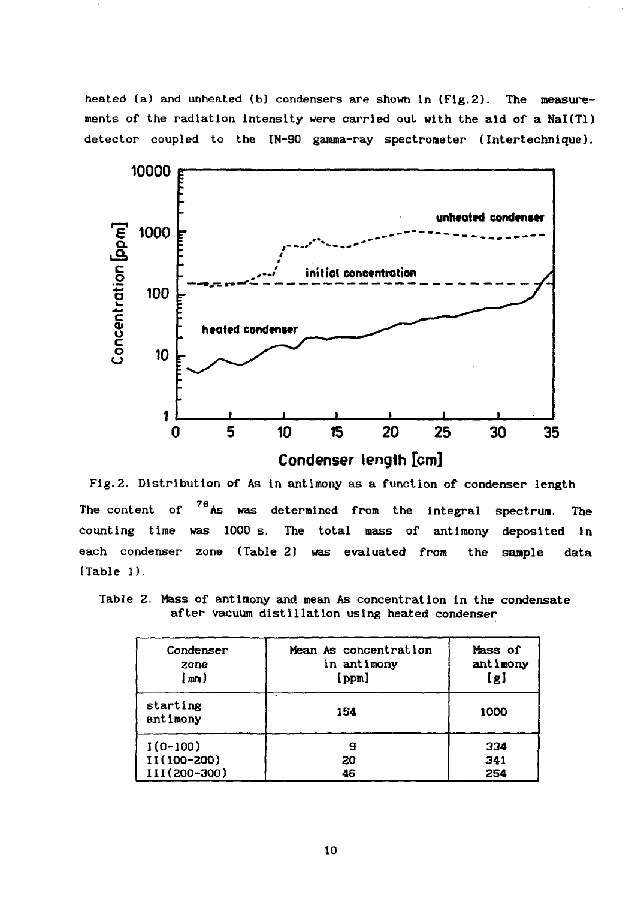heated (a) and unheated (b) condensers are shown in (Fig.2). The measurements of the radiation intensity were carried out with the aid of a NaI(Tl) detector coupled to the IN-90 gamma-ray spectrometer (Intertechnique).

Fig.2. Distribution of As in antimony as a function of condenser length

The content of $^{76}As$ was determined from the integral spectrum. The counting time was 1000 s. The total mass of antimony deposited in each condenser zone (Table 2) was evaluated from the sample data (Table 1).

Table 2. Mass of antimony and mean As concentration in the condensate after vacuum distillation using heated condenser

| Condenser zone [mm] | Mean As concentration in antimony [ppm] | Mass of antimony [g] |
|---|---|---|
| starting antimony | 154 | 1000 |
| I(0-100) | 9 | 334 |
| II(100-200) | 20 | 341 |
| III(200-300) | 46 | 254 |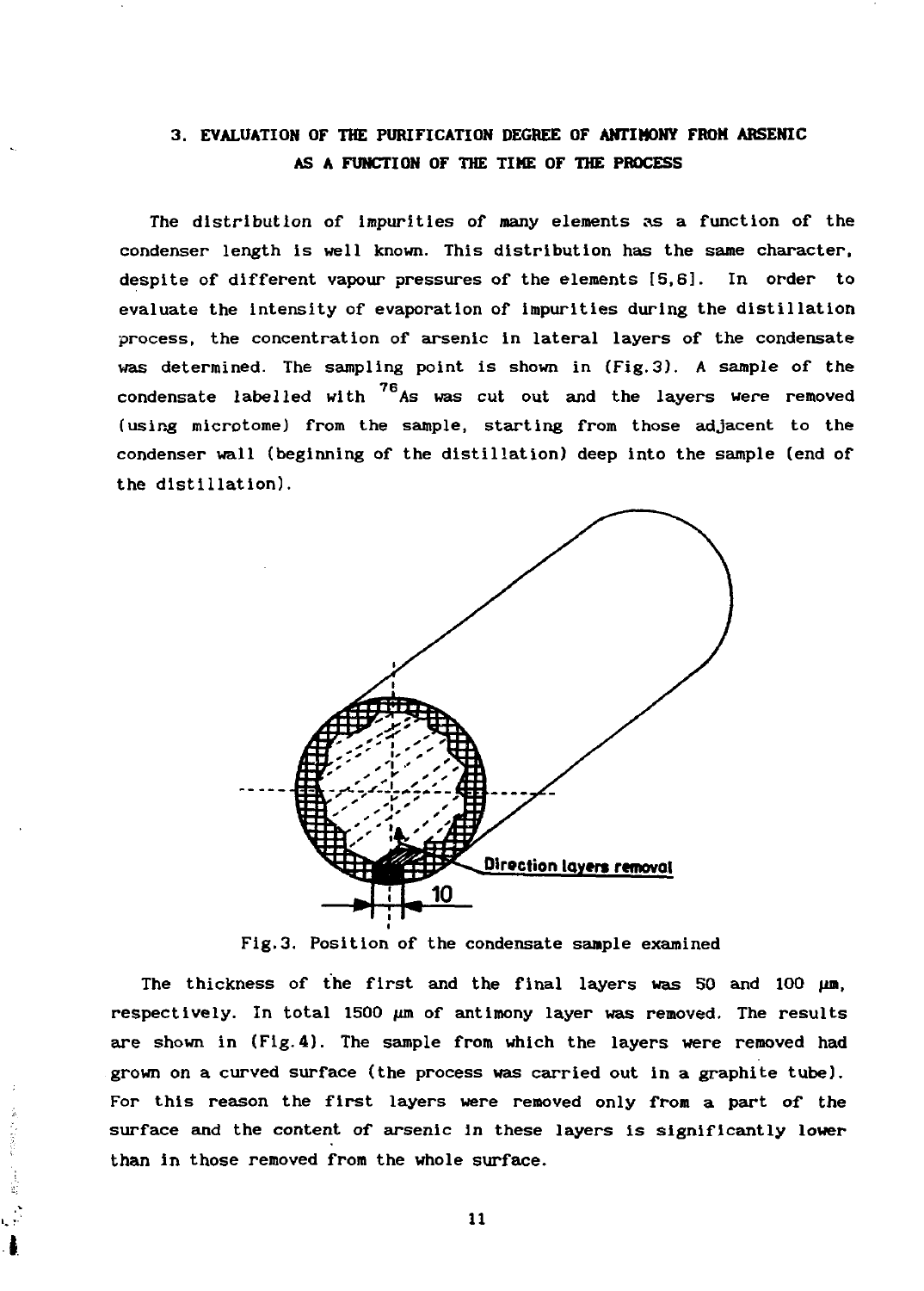## 3. EVALUATION OF THE PURIFICATION DEGREE OF ANTIMONY FROM ARSENIC AS A FUNCTION OF THE TIME OF THE PROCESS

The distribution of impurities of many elements as a function of the condenser length is well known. This distribution has the same character, despite of different vapour pressures of the elements [5,6]. In order to evaluate the intensity of evaporation of impurities during the distillation process, the concentration of arsenic in lateral layers of the condensate was determined. The sampling point is shown in (Fig.3). A sample of the condensate labelled with $^{76}$As was cut out and the layers were removed (using microtome) from the sample, starting from those adjacent to the condenser wall (beginning of the distillation) deep into the sample (end of the distillation).

Direction layers removal

10

Fig.3. Position of the condensate sample examined

The thickness of the first and the final layers was 50 and 100 μm, respectively. In total 1500 μm of antimony layer was removed. The results are shown in (Fig.4). The sample from which the layers were removed had grown on a curved surface (the process was carried out in a graphite tube). For this reason the first layers were removed only from a part of the surface and the content of arsenic in these layers is significantly lower than in those removed from the whole surface.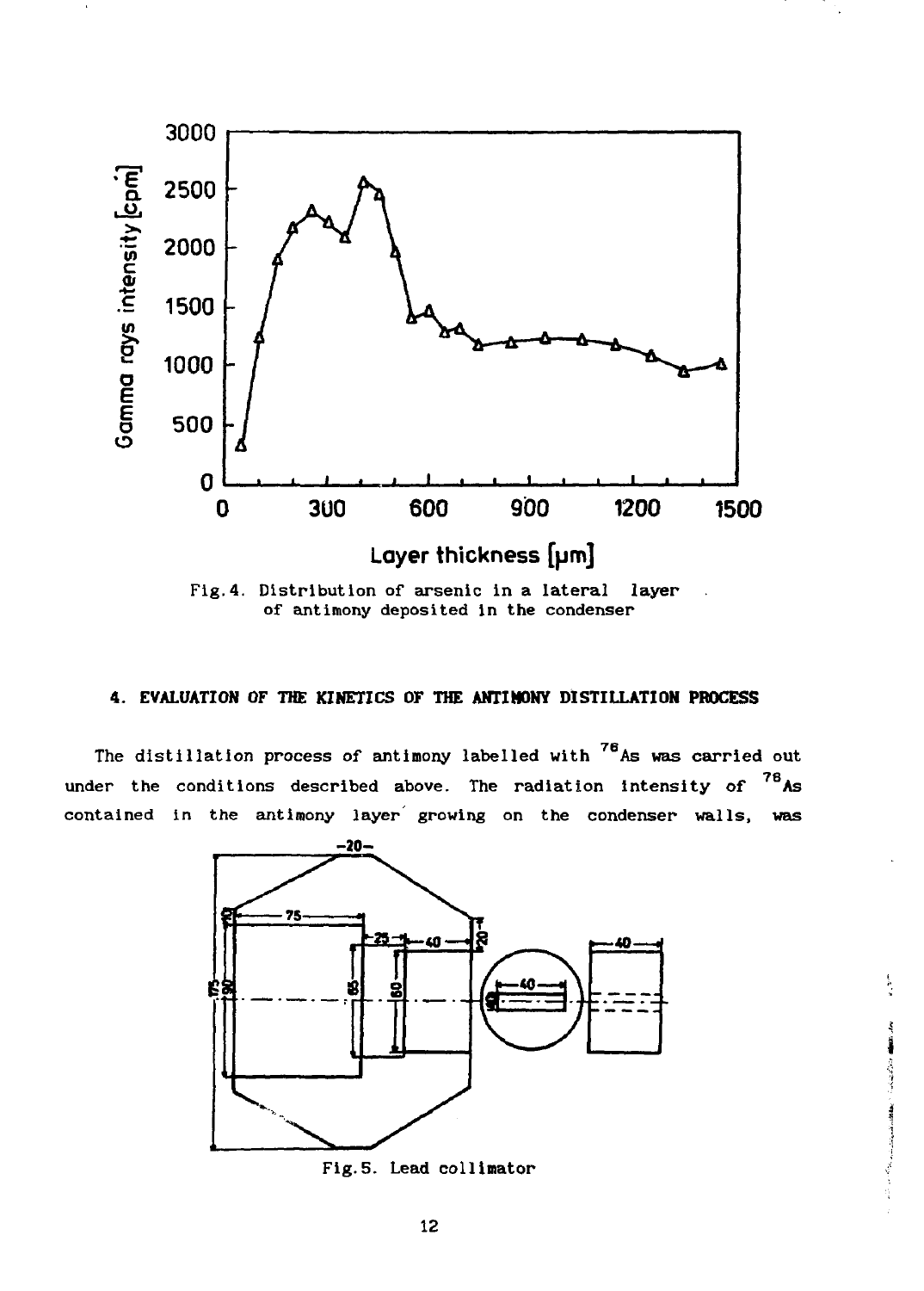Fig.4. Distribution of arsenic in a lateral layer of antimony deposited in the condenser

## 4. EVALUATION OF THE KINETICS OF THE ANTIMONY DISTILLATION PROCESS

The distillation process of antimony labelled with $^{76}As$ was carried out under the conditions described above. The radiation intensity of $^{76}As$ contained in the antimony layer growing on the condenser walls, was

Fig.5. Lead collimator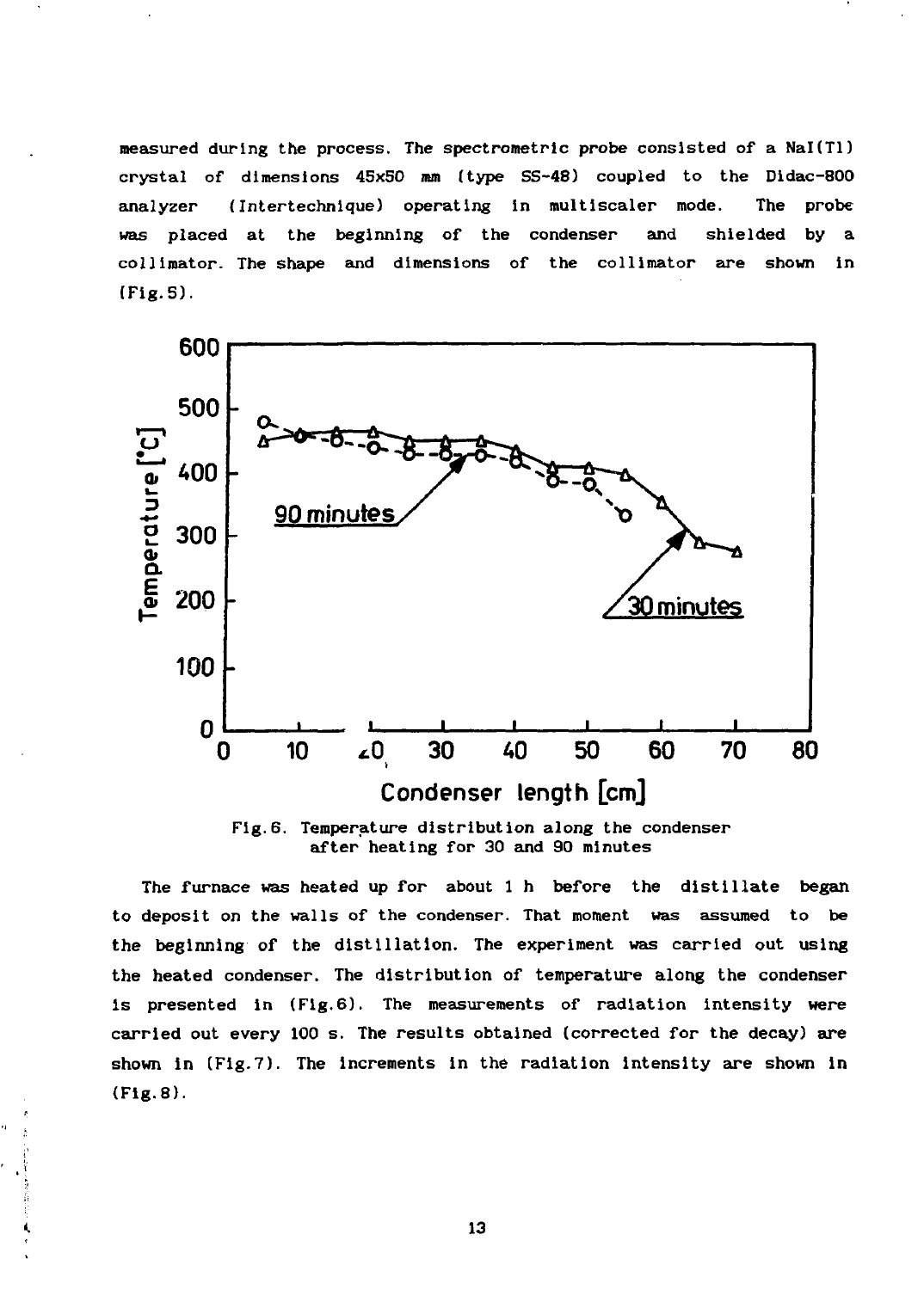measured during the process. The spectrometric probe consisted of a NaI(Tl) crystal of dimensions 45x50 mm (type SS-48) coupled to the Didac-800 analyzer (Intertechnique) operating in multiscaler mode. The probe was placed at the beginning of the condenser and shielded by a collimator. The shape and dimensions of the collimator are shown in (Fig.5).

Fig.6. Temperature distribution along the condenser after heating for 30 and 90 minutes

The furnace was heated up for about 1 h before the distillate began to deposit on the walls of the condenser. That moment was assumed to be the beginning of the distillation. The experiment was carried out using the heated condenser. The distribution of temperature along the condenser is presented in (Fig.6). The measurements of radiation intensity were carried out every 100 s. The results obtained (corrected for the decay) are shown in (Fig.7). The increments in the radiation intensity are shown in (Fig.8).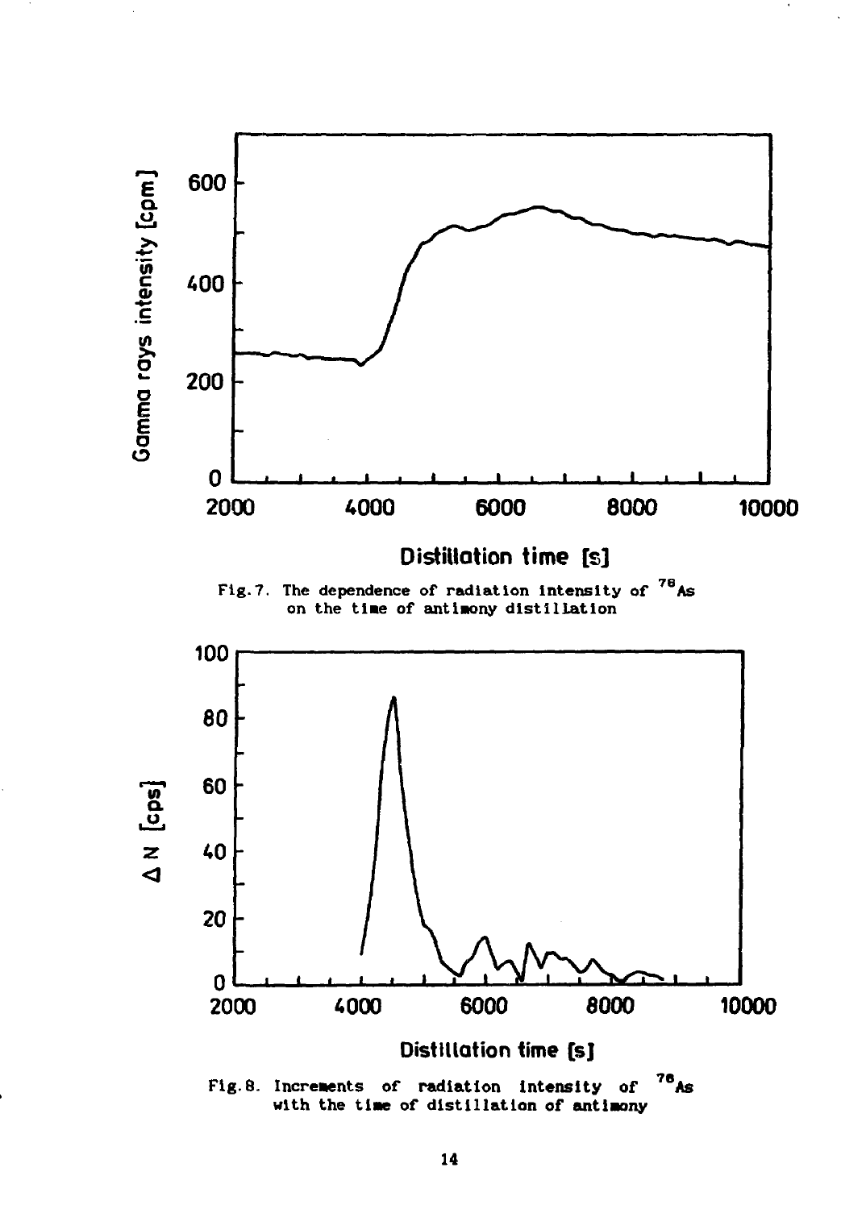Fig.7. The dependence of radiation intensity of $^{76}As$ on the time of antimony distillation

Fig.8. Increments of radiation intensity of $^{76}As$ with the time of distillation of antimony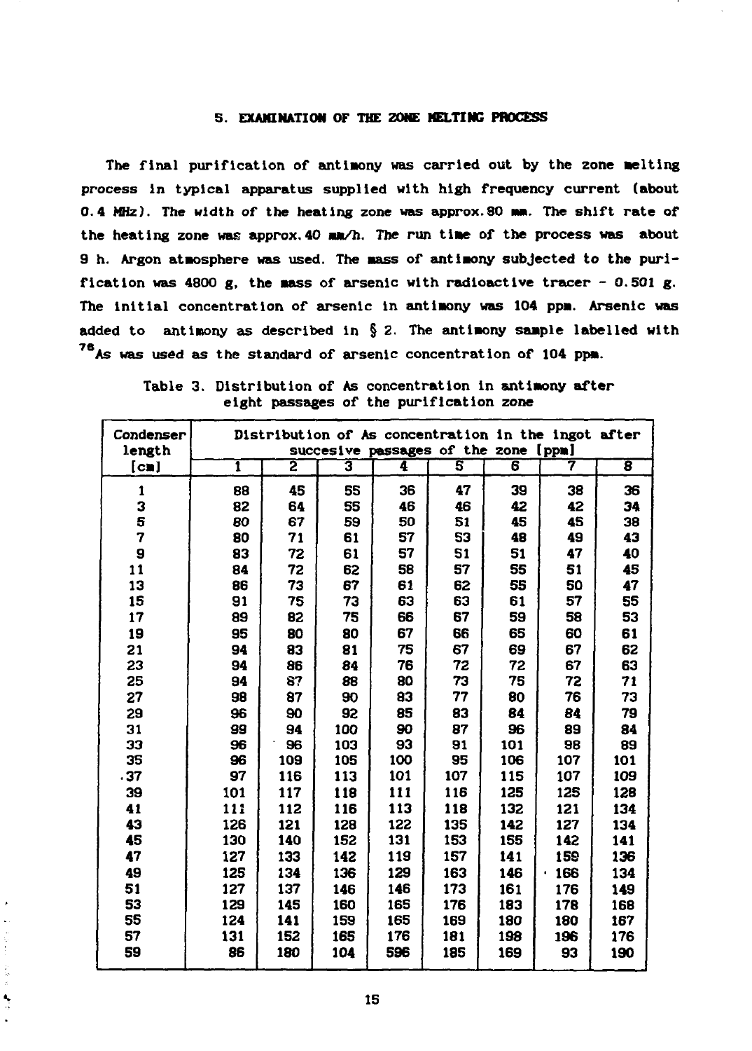## 5. EXAMINATION OF THE ZONE MELTING PROCESS

The final purification of antimony was carried out by the zone melting process in typical apparatus supplied with high frequency current (about 0.4 MHz). The width of the heating zone was approx. 80 mm. The shift rate of the heating zone was approx. 40 mm/h. The run time of the process was about 9 h. Argon atmosphere was used. The mass of antimony subjected to the purification was 4800 g, the mass of arsenic with radioactive tracer - 0.501 g. The initial concentration of arsenic in antimony was 104 ppm. Arsenic was added to antimony as described in § 2. The antimony sample labelled with $^{76}$As was used as the standard of arsenic concentration of 104 ppm.

Table 3. Distribution of As concentration in antimony after eight passages of the purification zone

| Condenser length [cm] | Distribution of As concentration in the ingot after succesive passages of the zone [ppm] | | | | | | | |
|---|---|---|---|---|---|---|---|---|
| | 1 | 2 | 3 | 4 | 5 | 6 | 7 | 8 |
| 1 | 88 | 45 | 55 | 36 | 47 | 39 | 38 | 36 |
| 3 | 82 | 64 | 55 | 46 | 46 | 42 | 42 | 34 |
| 5 | 80 | 67 | 59 | 50 | 51 | 45 | 45 | 38 |
| 7 | 80 | 71 | 61 | 57 | 53 | 48 | 49 | 43 |
| 9 | 83 | 72 | 61 | 57 | 51 | 51 | 47 | 40 |
| 11 | 84 | 72 | 62 | 58 | 57 | 55 | 51 | 45 |
| 13 | 86 | 73 | 67 | 61 | 62 | 55 | 50 | 47 |
| 15 | 91 | 75 | 73 | 63 | 63 | 61 | 57 | 55 |
| 17 | 89 | 82 | 75 | 66 | 67 | 59 | 58 | 53 |
| 19 | 95 | 80 | 80 | 67 | 66 | 65 | 60 | 61 |
| 21 | 94 | 83 | 81 | 75 | 67 | 69 | 67 | 62 |
| 23 | 94 | 86 | 84 | 76 | 72 | 72 | 67 | 63 |
| 25 | 94 | 87 | 88 | 80 | 73 | 75 | 72 | 71 |
| 27 | 98 | 87 | 90 | 83 | 77 | 80 | 76 | 73 |
| 29 | 96 | 90 | 92 | 85 | 83 | 84 | 84 | 79 |
| 31 | 99 | 94 | 100 | 90 | 87 | 96 | 89 | 84 |
| 33 | 96 | 96 | 103 | 93 | 91 | 101 | 98 | 89 |
| 35 | 96 | 109 | 105 | 100 | 95 | 106 | 107 | 101 |
| 37 | 97 | 116 | 113 | 101 | 107 | 115 | 107 | 109 |
| 39 | 101 | 117 | 118 | 111 | 116 | 125 | 125 | 128 |
| 41 | 111 | 112 | 116 | 113 | 118 | 132 | 121 | 134 |
| 43 | 126 | 121 | 128 | 122 | 135 | 142 | 127 | 134 |
| 45 | 130 | 140 | 152 | 131 | 153 | 155 | 142 | 141 |
| 47 | 127 | 133 | 142 | 119 | 157 | 141 | 159 | 136 |
| 49 | 125 | 134 | 136 | 129 | 163 | 146 | 166 | 134 |
| 51 | 127 | 137 | 146 | 146 | 173 | 161 | 176 | 149 |
| 53 | 129 | 145 | 160 | 165 | 176 | 183 | 178 | 168 |
| 55 | 124 | 141 | 159 | 165 | 169 | 180 | 180 | 167 |
| 57 | 131 | 152 | 165 | 176 | 181 | 198 | 196 | 176 |
| 59 | 86 | 180 | 104 | 596 | 185 | 169 | 93 | 190 |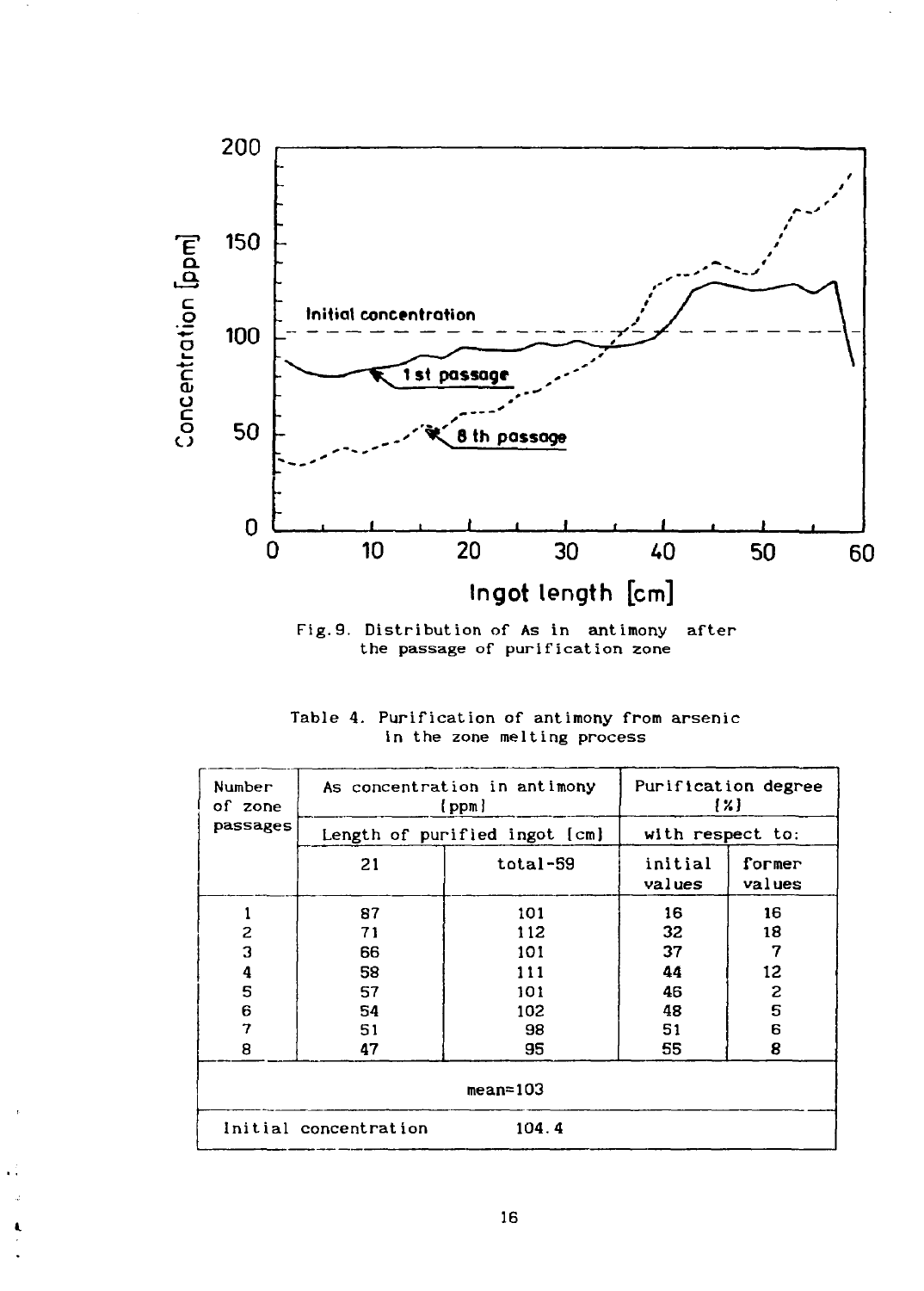Fig.9. Distribution of As in antimony after the passage of purification zone

Table 4. Purification of antimony from arsenic in the zone melting process

| Number of zone passages | As concentration in antimony [ppm] | | Purification degree [%] | |
|---|---|---|---|---|
| | Length of purified ingot [cm] | | with respect to: | |
| | 21 | total-59 | initial values | former values |
| 1 | 87 | 101 | 16 | 16 |
| 2 | 71 | 112 | 32 | 18 |
| 3 | 66 | 101 | 37 | 7 |
| 4 | 58 | 111 | 44 | 12 |
| 5 | 57 | 101 | 46 | 2 |
| 6 | 54 | 102 | 48 | 5 |
| 7 | 51 | 98 | 51 | 6 |
| 8 | 47 | 95 | 55 | 8 |
| | | mean=103 | | |
| Initial concentration | | 104.4 | | |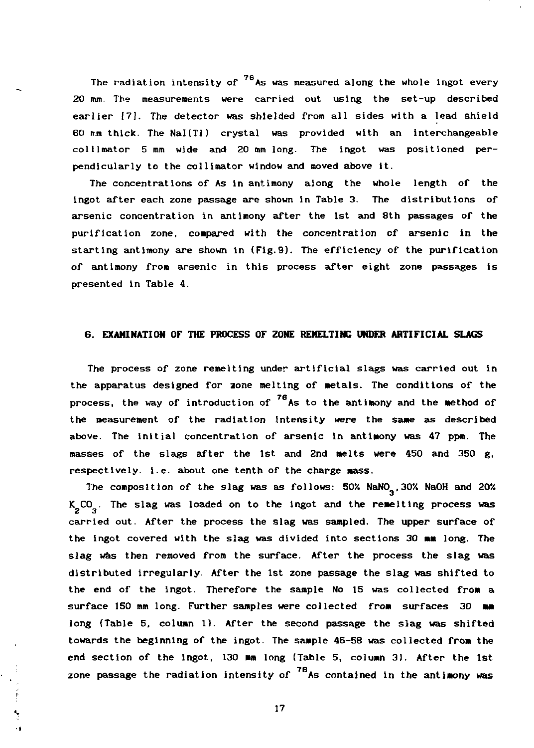The radiation intensity of $^{76}$As was measured along the whole ingot every 20 mm. The measurements were carried out using the set-up described earlier [7]. The detector was shielded from all sides with a lead shield 60 mm thick. The NaI(Tl) crystal was provided with an interchangeable collimator 5 mm wide and 20 mm long. The ingot was positioned perpendicularly to the collimator window and moved above it.

The concentrations of As in antimony along the whole length of the ingot after each zone passage are shown in Table 3. The distributions of arsenic concentration in antimony after the 1st and 8th passages of the purification zone, compared with the concentration of arsenic in the starting antimony are shown in (Fig.9). The efficiency of the purification of antimony from arsenic in this process after eight zone passages is presented in Table 4.

## 6. EXAMINATION OF THE PROCESS OF ZONE REMELTING UNDER ARTIFICIAL SLAGS

The process of zone remelting under artificial slags was carried out in the apparatus designed for zone melting of metals. The conditions of the process, the way of introduction of $^{76}$As to the antimony and the method of the measurement of the radiation intensity were the same as described above. The initial concentration of arsenic in antimony was 47 ppm. The masses of the slags after the 1st and 2nd melts were 450 and 350 g, respectively. i.e. about one tenth of the charge mass.

The composition of the slag was as follows: 50% $NaNO_3$, 30% NaOH and 20% $K_2CO_3$. The slag was loaded on to the ingot and the remelting process was carried out. After the process the slag was sampled. The upper surface of the ingot covered with the slag was divided into sections 30 mm long. The slag was then removed from the surface. After the process the slag was distributed irregularly. After the 1st zone passage the slag was shifted to the end of the ingot. Therefore the sample No 15 was collected from a surface 150 mm long. Further samples were collected from surfaces 30 mm long (Table 5, column 1). After the second passage the slag was shifted towards the beginning of the ingot. The sample 46-58 was collected from the end section of the ingot, 130 mm long (Table 5, column 3). After the 1st zone passage the radiation intensity of $^{76}$As contained in the antimony was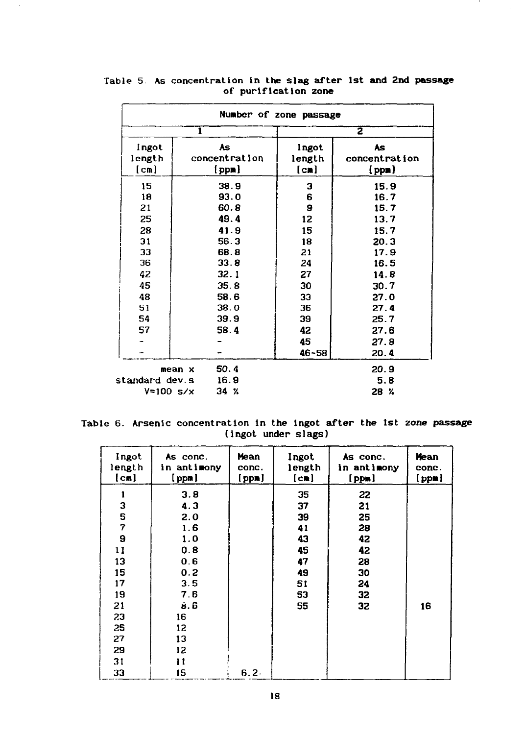Table 5. As concentration in the slag after 1st and 2nd passage of purification zone

| Number of zone passage | | | |
|---|---|---|---|
| 1 | | 2 | |
| Ingot length [cm] | As concentration [ppm] | Ingot length [cm] | As concentration [ppm] |
| 15 | 38.9 | 3 | 15.9 |
| 18 | 93.0 | 6 | 16.7 |
| 21 | 60.8 | 9 | 15.7 |
| 25 | 49.4 | 12 | 13.7 |
| 28 | 41.9 | 15 | 15.7 |
| 31 | 56.3 | 18 | 20.3 |
| 33 | 68.8 | 21 | 17.9 |
| 36 | 33.8 | 24 | 16.5 |
| 42 | 32.1 | 27 | 14.8 |
| 45 | 35.8 | 30 | 30.7 |
| 48 | 58.6 | 33 | 27.0 |
| 51 | 38.0 | 36 | 27.4 |
| 54 | 39.9 | 39 | 25.7 |
| 57 | 58.4 | 42 | 27.6 |
| - | - | 45 | 27.8 |
| - | - | 46-58 | 20.4 |
| mean x | 50.4 | | 20.9 |
| standard dev. s | 16.9 | | 5.8 |
| V=100 s/x | 34 % | | 28 % |

Table 6. Arsenic concentration in the ingot after the 1st zone passage (ingot under slags)

| Ingot length [cm] | As conc. in antimony [ppm] | Mean conc. [ppm] | Ingot length [cm] | As conc. in antimony [ppm] | Mean conc. [ppm] |
|---|---|---|---|---|---|
| 1 | 3.8 | | 35 | 22 | |
| 3 | 4.3 | | 37 | 21 | |
| 5 | 2.0 | | 39 | 25 | |
| 7 | 1.6 | | 41 | 28 | |
| 9 | 1.0 | | 43 | 42 | |
| 11 | 0.8 | | 45 | 42 | |
| 13 | 0.6 | | 47 | 28 | |
| 15 | 0.2 | | 49 | 30 | |
| 17 | 3.5 | | 51 | 24 | |
| 19 | 7.6 | | 53 | 32 | |
| 21 | 8.6 | | 55 | 32 | 16 |
| 23 | 16 | | | | |
| 25 | 12 | | | | |
| 27 | 13 | | | | |
| 29 | 12 | | | | |
| 31 | 11 | | | | |
| 33 | 15 | 6.2 | | | |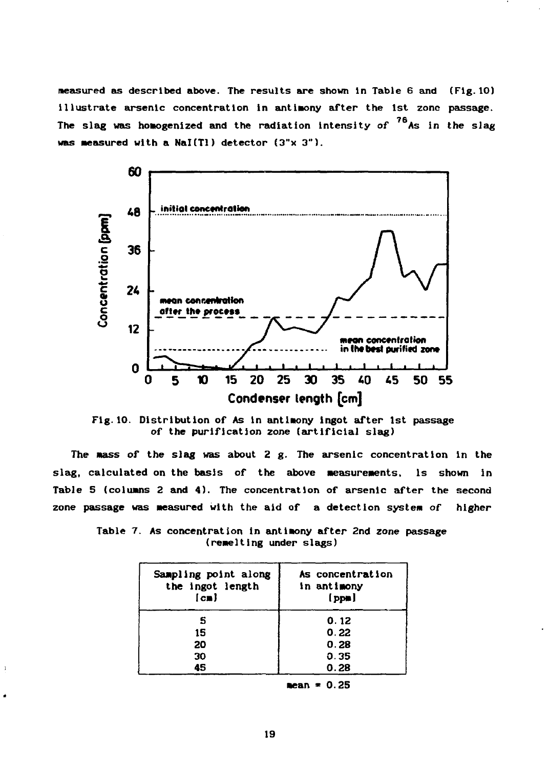measured as described above. The results are shown in Table 6 and (Fig. 10) illustrate arsenic concentration in antimony after the 1st zone passage. The slag was homogenized and the radiation intensity of $^{76}As$ in the slag was measured with a NaI(Tl) detector (3"x 3").

Fig. 10. Distribution of As in antimony ingot after 1st passage of the purification zone (artificial slag)

The mass of the slag was about 2 g. The arsenic concentration in the slag, calculated on the basis of the above measurements, is shown in Table 5 (columns 2 and 4). The concentration of arsenic after the second zone passage was measured with the aid of a detection system of higher

Table 7. As concentration in antimony after 2nd zone passage (remelting under slags)

| Sampling point along the ingot length [cm] | As concentration in antimony [ppm] |
|---|---|
| 5 | 0.12 |
| 15 | 0.22 |
| 20 | 0.28 |
| 30 | 0.35 |
| 45 | 0.28 |

mean = 0.25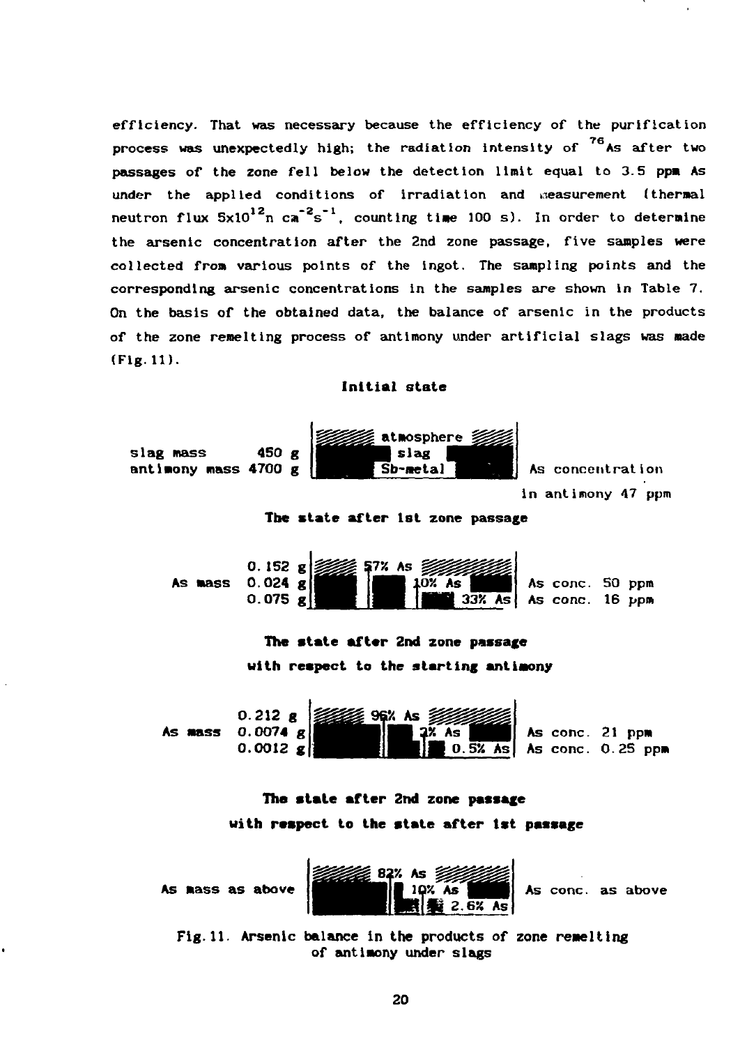efficiency. That was necessary because the efficiency of the purification process was unexpectedly high; the radiation intensity of $^{76}As$ after two passages of the zone fell below the detection limit equal to 3.5 ppm As under the applied conditions of irradiation and measurement (thermal neutron flux $5x10^{12}$n $cm^{-2}s^{-1}$, counting time 100 s). In order to determine the arsenic concentration after the 2nd zone passage, five samples were collected from various points of the ingot. The sampling points and the corresponding arsenic concentrations in the samples are shown in Table 7. On the basis of the obtained data, the balance of arsenic in the products of the zone remelting process of antimony under artificial slags was made (Fig. 11).

**Initial state**

slag mass 450 g
antimony mass 4700 g

atmosphere
slag
Sb-metal

As concentration in antimony 47 ppm

**The state after 1st zone passage**

As mass 0.152 g — 57% As
As mass 0.024 g — 10% As — As conc. 50 ppm
As mass 0.075 g — 33% As — As conc. 16 ppm

**The state after 2nd zone passage with respect to the starting antimony**

As mass 0.212 g — 96% As
As mass 0.0074 g — 3% As — As conc. 21 ppm
As mass 0.0012 g — 0.5% As — As conc. 0.25 ppm

**The state after 2nd zone passage with respect to the state after 1st passage**

As mass as above — 82% As; 10% As; 2.6% As — As conc. as above

Fig. 11. Arsenic balance in the products of zone remelting of antimony under slags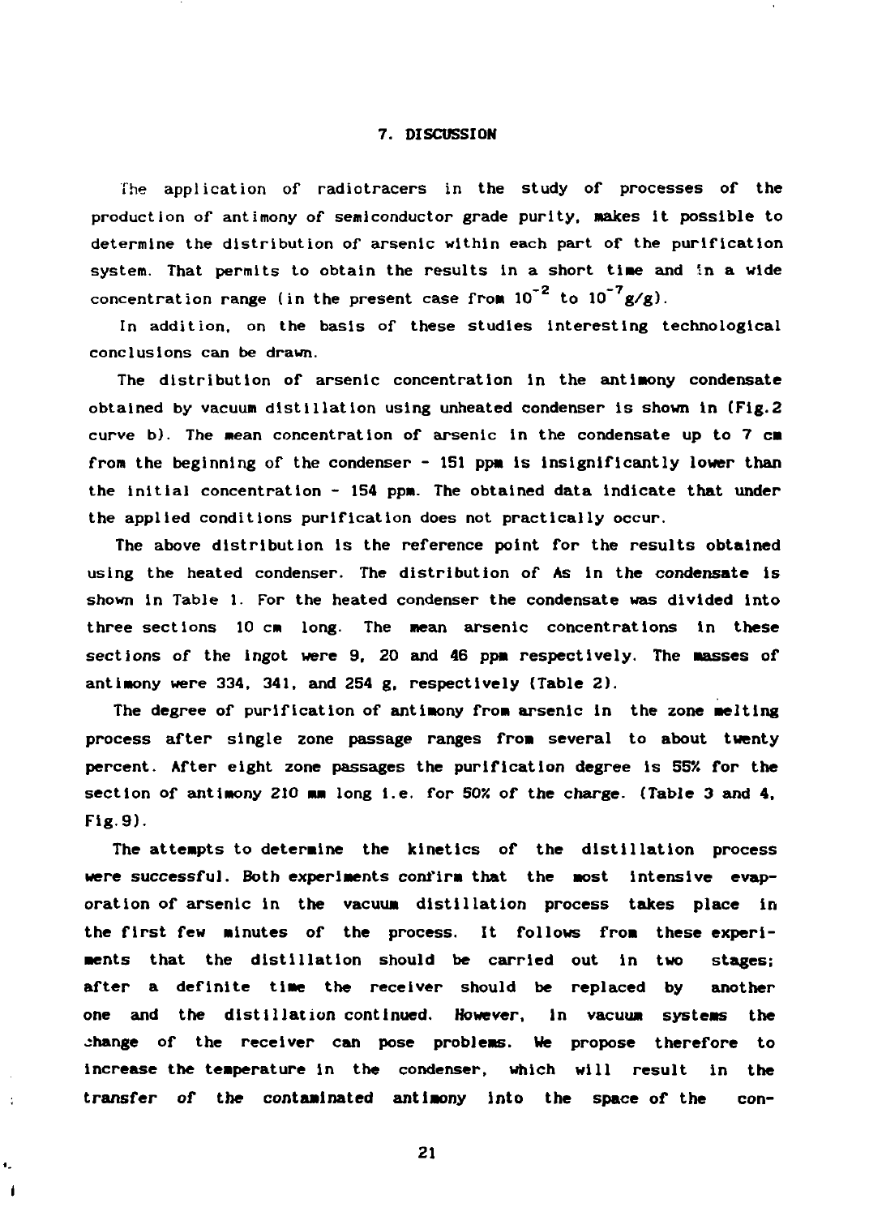## 7. DISCUSSION

The application of radiotracers in the study of processes of the production of antimony of semiconductor grade purity, makes it possible to determine the distribution of arsenic within each part of the purification system. That permits to obtain the results in a short time and in a wide concentration range (in the present case from $10^{-2}$ to $10^{-7}$g/g).

In addition, on the basis of these studies interesting technological conclusions can be drawn.

The distribution of arsenic concentration in the antimony condensate obtained by vacuum distillation using unheated condenser is shown in (Fig.2 curve b). The mean concentration of arsenic in the condensate up to 7 cm from the beginning of the condenser - 151 ppm is insignificantly lower than the initial concentration - 154 ppm. The obtained data indicate that under the applied conditions purification does not practically occur.

The above distribution is the reference point for the results obtained using the heated condenser. The distribution of As in the condensate is shown in Table 1. For the heated condenser the condensate was divided into three sections 10 cm long. The mean arsenic concentrations in these sections of the ingot were 9, 20 and 46 ppm respectively. The masses of antimony were 334, 341, and 254 g, respectively (Table 2).

The degree of purification of antimony from arsenic in the zone melting process after single zone passage ranges from several to about twenty percent. After eight zone passages the purification degree is 55% for the section of antimony 210 mm long i.e. for 50% of the charge. (Table 3 and 4, Fig.9).

The attempts to determine the kinetics of the distillation process were successful. Both experiments confirm that the most intensive evaporation of arsenic in the vacuum distillation process takes place in the first few minutes of the process. It follows from these experiments that the distillation should be carried out in two stages; after a definite time the receiver should be replaced by another one and the distillation continued. However, in vacuum systems the change of the receiver can pose problems. We propose therefore to increase the temperature in the condenser, which will result in the transfer of the contaminated antimony into the space of the con-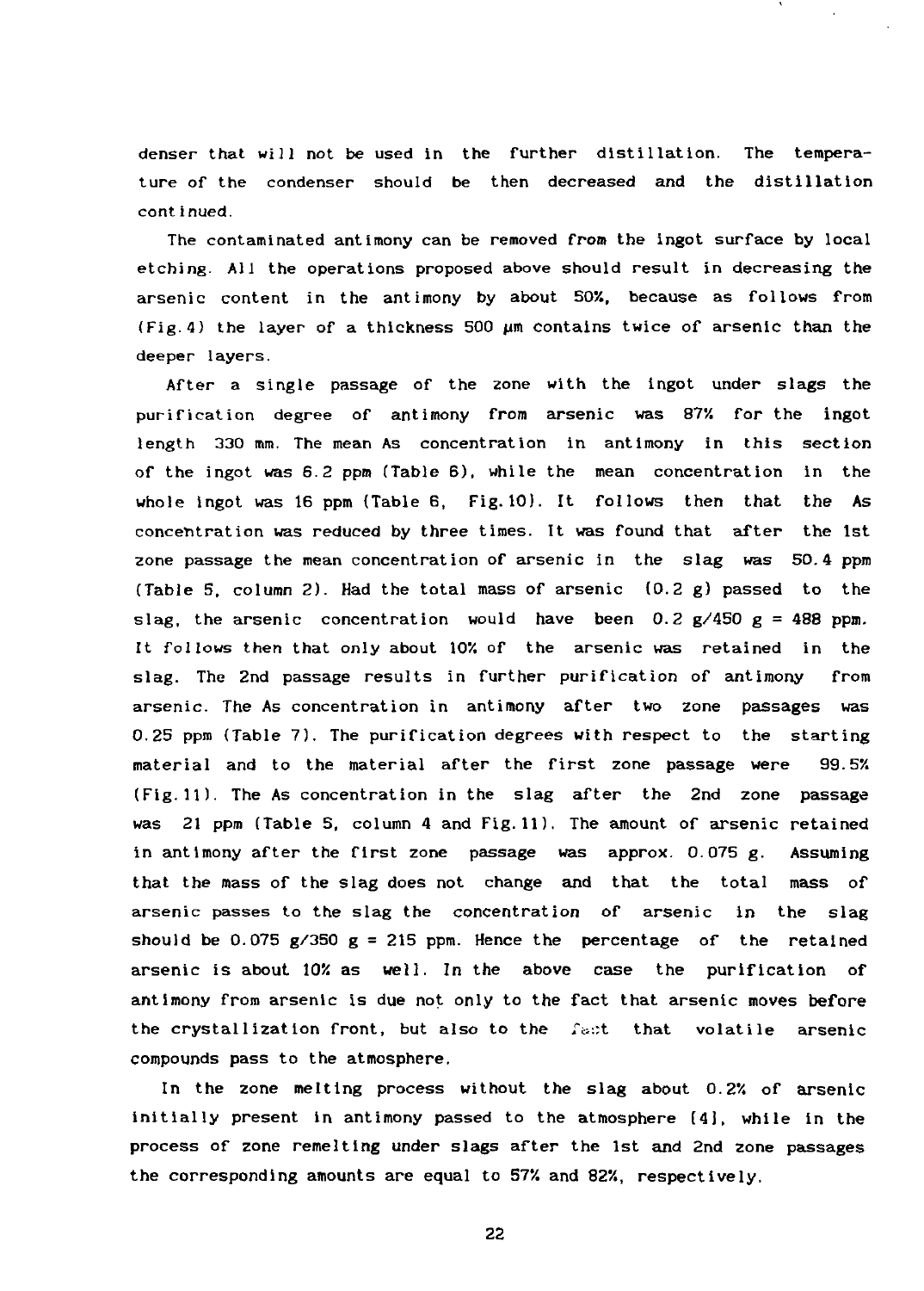denser that will not be used in the further distillation. The temperature of the condenser should be then decreased and the distillation continued.

The contaminated antimony can be removed from the ingot surface by local etching. All the operations proposed above should result in decreasing the arsenic content in the antimony by about 50%, because as follows from (Fig.4) the layer of a thickness 500 µm contains twice of arsenic than the deeper layers.

After a single passage of the zone with the ingot under slags the purification degree of antimony from arsenic was 87% for the ingot length 330 mm. The mean As concentration in antimony in this section of the ingot was 6.2 ppm (Table 6), while the mean concentration in the whole ingot was 16 ppm (Table 6, Fig.10). It follows then that the As concentration was reduced by three times. It was found that after the 1st zone passage the mean concentration of arsenic in the slag was 50.4 ppm (Table 5, column 2). Had the total mass of arsenic (0.2 g) passed to the slag, the arsenic concentration would have been 0.2 g/450 g = 488 ppm. It follows then that only about 10% of the arsenic was retained in the slag. The 2nd passage results in further purification of antimony from arsenic. The As concentration in antimony after two zone passages was 0.25 ppm (Table 7). The purification degrees with respect to the starting material and to the material after the first zone passage were 99.5% (Fig.11). The As concentration in the slag after the 2nd zone passage was 21 ppm (Table 5, column 4 and Fig.11). The amount of arsenic retained in antimony after the first zone passage was approx. 0.075 g. Assuming that the mass of the slag does not change and that the total mass of arsenic passes to the slag the concentration of arsenic in the slag should be 0.075 g/350 g = 215 ppm. Hence the percentage of the retained arsenic is about 10% as well. In the above case the purification of antimony from arsenic is due not only to the fact that arsenic moves before the crystallization front, but also to the fact that volatile arsenic compounds pass to the atmosphere.

In the zone melting process without the slag about 0.2% of arsenic initially present in antimony passed to the atmosphere [4], while in the process of zone remelting under slags after the 1st and 2nd zone passages the corresponding amounts are equal to 57% and 82%, respectively.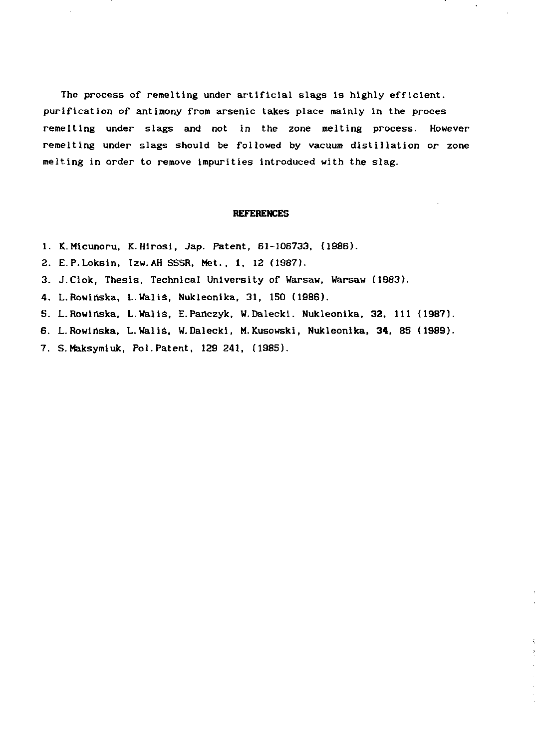The process of remelting under artificial slags is highly efficient. purification of antimony from arsenic takes place mainly in the proces remelting under slags and not in the zone melting process. However remelting under slags should be followed by vacuum distillation or zone melting in order to remove impurities introduced with the slag.

## REFERENCES

1. K.Micunoru, K.Hirosi, Jap. Patent, 61-106733, (1986).
2. E.P.Loksin, Izw.AH SSSR, Met., **1**, 12 (1987).
3. J.Ciok, Thesis, Technical University of Warsaw, Warsaw (1983).
4. L.Rowińska, L.Waliś, Nukleonika, 31, 150 (1986).
5. L.Rowińska, L.Waliś, E.Pańczyk, W.Dalecki. Nukleonika, **32**, 111 (1987).
6. L.Rowińska, L.Waliś, W.Dalecki, M.Kusowski, Nukleonika, **34**, 85 (1989).
7. S.Maksymiuk, Pol.Patent, 129 241, (1985).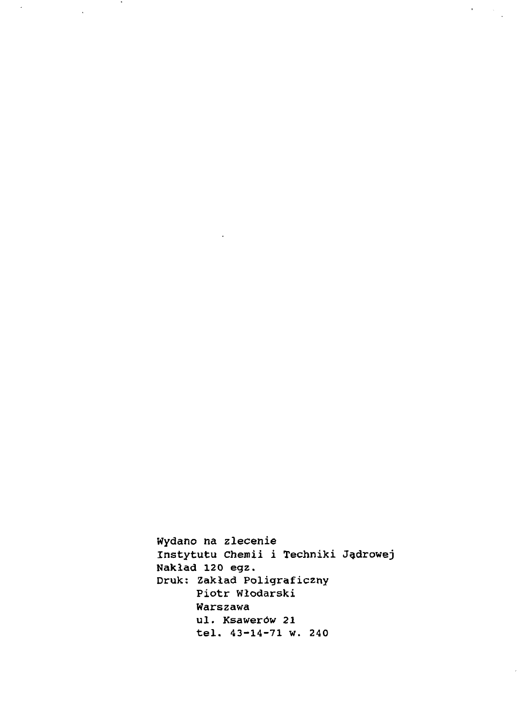Wydano na zlecenie
Instytutu Chemii i Techniki Jądrowej
Nakład 120 egz.
Druk: Zakład Poligraficzny
Piotr Włodarski
Warszawa
ul. Ksawerów 21
tel. 43-14-71 w. 240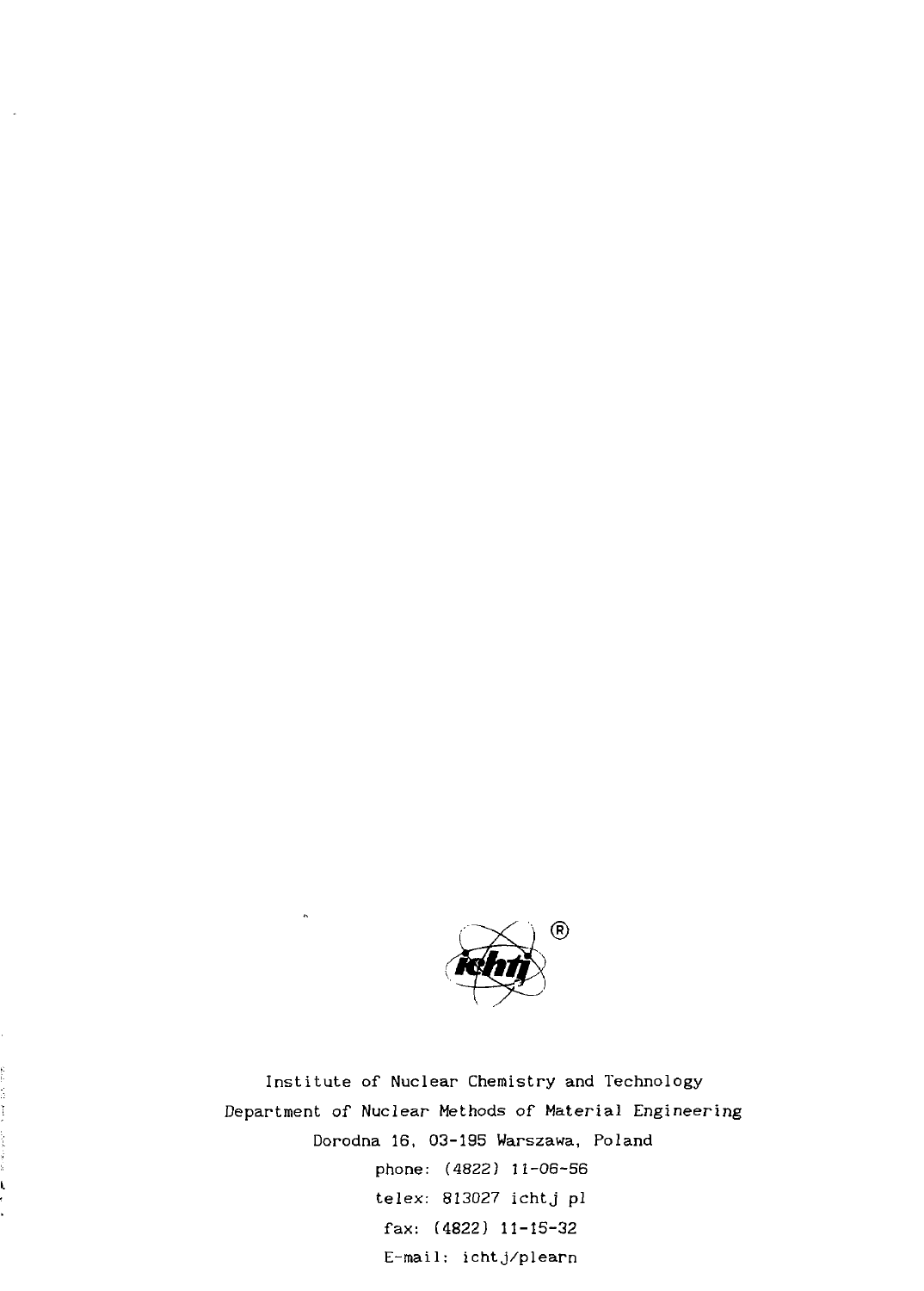Institute of Nuclear Chemistry and Technology

Department of Nuclear Methods of Material Engineering

Dorodna 16, 03-195 Warszawa, Poland

phone: (4822) 11-06-56

telex: 813027 ichtj pl

fax: (4822) 11-15-32

E-mail: ichtj/plearn